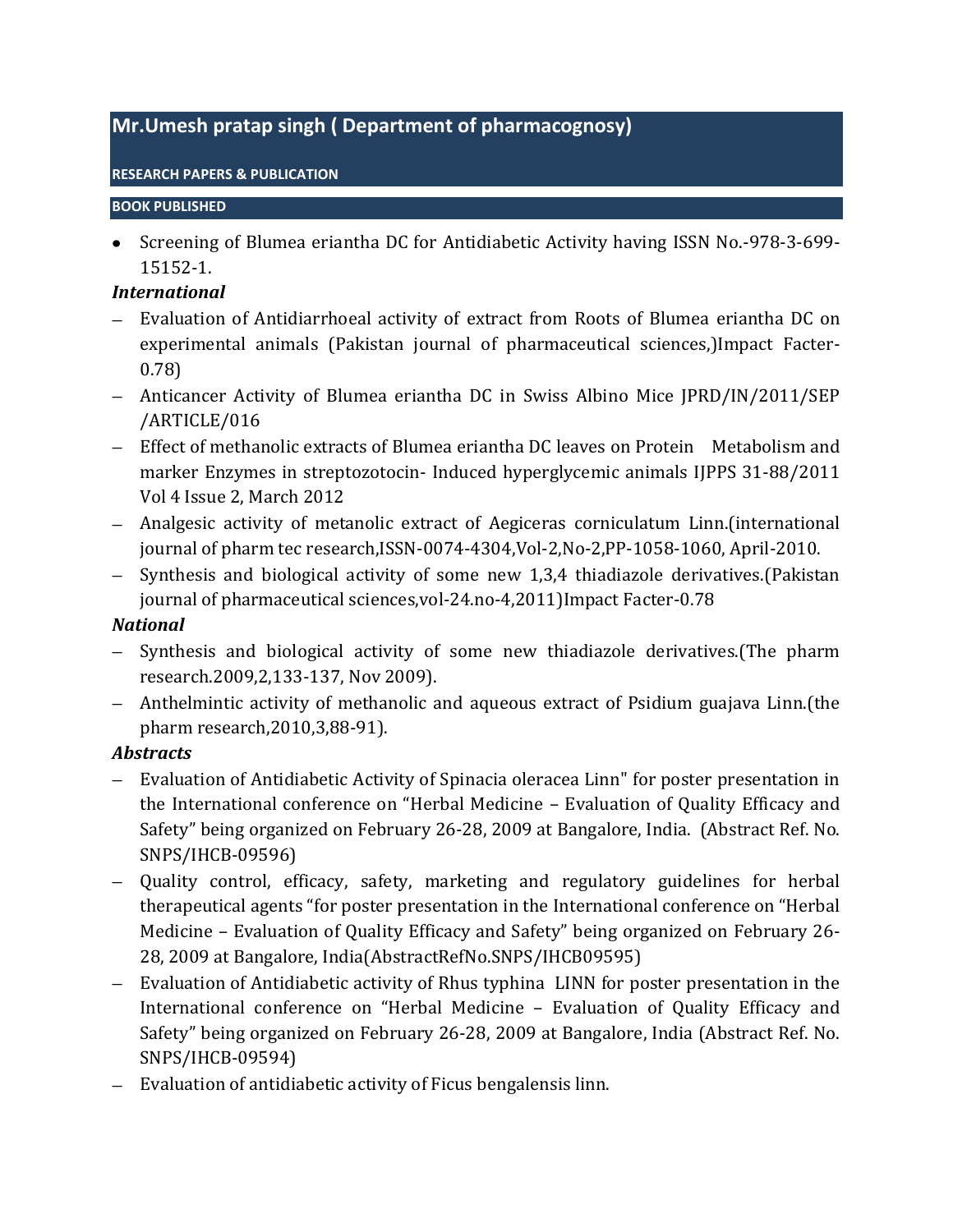# Mr.Umesh pratap singh ( Department of pharmacognosy)

## RESEARCH PAPERS & PUBLICATION

### BOOK PUBLISHED

- Screening of Blumea eriantha DC for Antidiabetic Activity having ISSN No.-978-3-699-15152-1.

***International***

- Evaluation of Antidiarrhoeal activity of extract from Roots of Blumea eriantha DC on experimental animals (Pakistan journal of pharmaceutical sciences,)Impact Facter-0.78)
- Anticancer Activity of Blumea eriantha DC in Swiss Albino Mice JPRD/IN/2011/SEP /ARTICLE/016
- Effect of methanolic extracts of Blumea eriantha DC leaves on Protein Metabolism and marker Enzymes in streptozotocin- Induced hyperglycemic animals IJPPS 31-88/2011 Vol 4 Issue 2, March 2012
- Analgesic activity of metanolic extract of Aegiceras corniculatum Linn.(international journal of pharm tec research,ISSN-0074-4304,Vol-2,No-2,PP-1058-1060, April-2010.
- Synthesis and biological activity of some new 1,3,4 thiadiazole derivatives.(Pakistan journal of pharmaceutical sciences,vol-24.no-4,2011)Impact Facter-0.78

***National***

- Synthesis and biological activity of some new thiadiazole derivatives.(The pharm research.2009,2,133-137, Nov 2009).
- Anthelmintic activity of methanolic and aqueous extract of Psidium guajava Linn.(the pharm research,2010,3,88-91).

***Abstracts***

- Evaluation of Antidiabetic Activity of Spinacia oleracea Linn" for poster presentation in the International conference on "Herbal Medicine – Evaluation of Quality Efficacy and Safety" being organized on February 26-28, 2009 at Bangalore, India. (Abstract Ref. No. SNPS/IHCB-09596)
- Quality control, efficacy, safety, marketing and regulatory guidelines for herbal therapeutical agents "for poster presentation in the International conference on "Herbal Medicine – Evaluation of Quality Efficacy and Safety" being organized on February 26-28, 2009 at Bangalore, India(AbstractRefNo.SNPS/IHCB09595)
- Evaluation of Antidiabetic activity of Rhus typhina LINN for poster presentation in the International conference on "Herbal Medicine – Evaluation of Quality Efficacy and Safety" being organized on February 26-28, 2009 at Bangalore, India (Abstract Ref. No. SNPS/IHCB-09594)
- Evaluation of antidiabetic activity of Ficus bengalensis linn.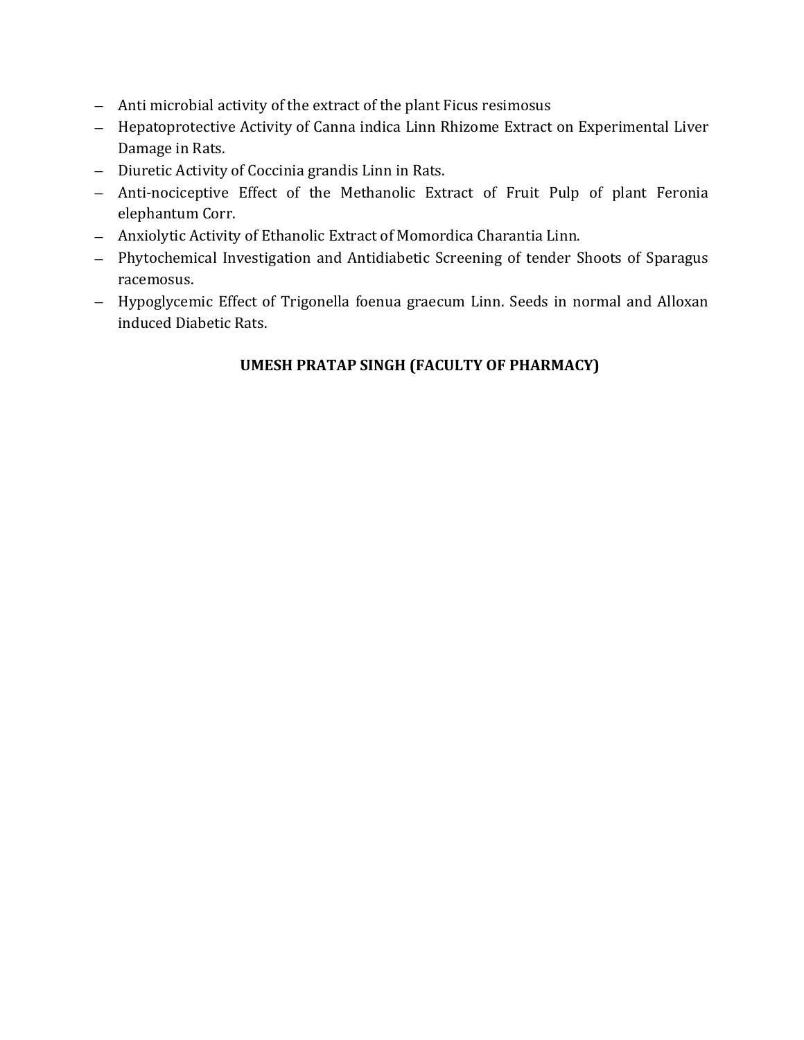- Anti microbial activity of the extract of the plant Ficus resimosus
- Hepatoprotective Activity of Canna indica Linn Rhizome Extract on Experimental Liver Damage in Rats.
- Diuretic Activity of Coccinia grandis Linn in Rats.
- Anti-nociceptive Effect of the Methanolic Extract of Fruit Pulp of plant Feronia elephantum Corr.
- Anxiolytic Activity of Ethanolic Extract of Momordica Charantia Linn.
- Phytochemical Investigation and Antidiabetic Screening of tender Shoots of Sparagus racemosus.
- Hypoglycemic Effect of Trigonella foenua graecum Linn. Seeds in normal and Alloxan induced Diabetic Rats.

**UMESH PRATAP SINGH (FACULTY OF PHARMACY)**